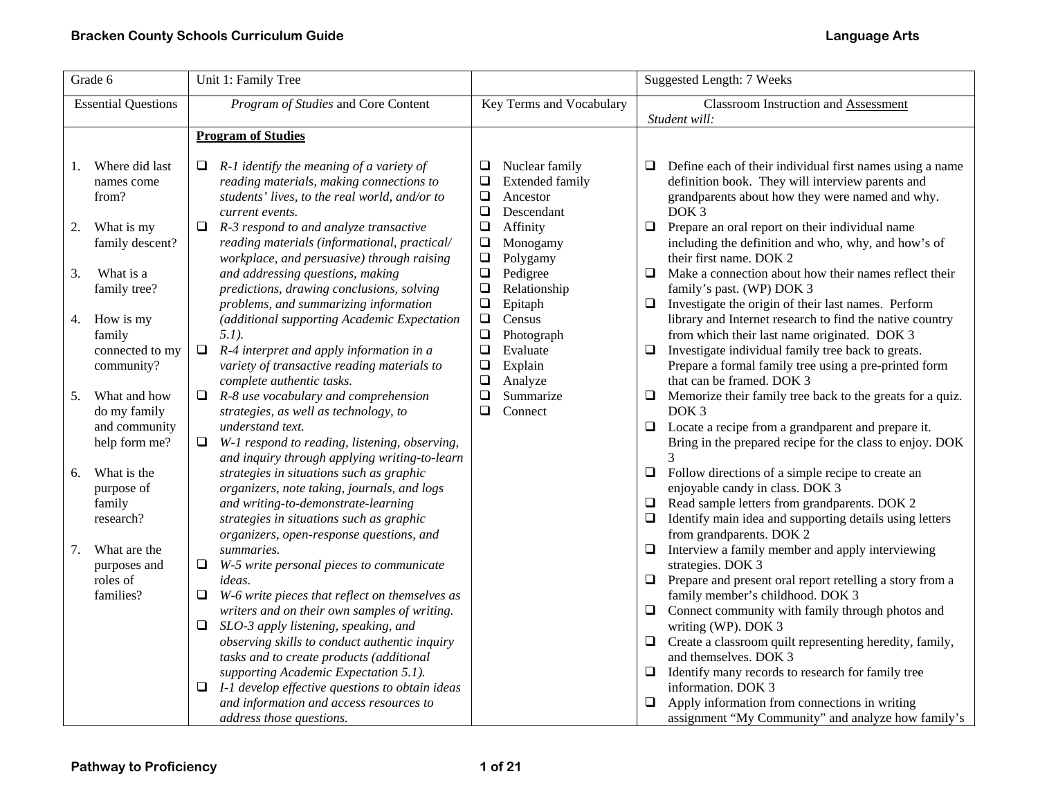| Grade 6 | Unit 1: Family Tree | | Suggested Length: 7 Weeks |
|---|---|---|---|
| Essential Questions | *Program of Studies* and Core Content | Key Terms and Vocabulary | Classroom Instruction and Assessment<br>*Student will:* |
| 1. Where did last names come from?<br><br>2. What is my family descent?<br><br>3. What is a family tree?<br><br>4. How is my family connected to my community?<br><br>5. What and how do my family and community help form me?<br><br>6. What is the purpose of family research?<br><br>7. What are the purposes and roles of families? | **Program of Studies**<br><br>❑ *R-1 identify the meaning of a variety of reading materials, making connections to students' lives, to the real world, and/or to current events.*<br>❑ *R-3 respond to and analyze transactive reading materials (informational, practical/ workplace, and persuasive) through raising and addressing questions, making predictions, drawing conclusions, solving problems, and summarizing information (additional supporting Academic Expectation 5.1).*<br>❑ *R-4 interpret and apply information in a variety of transactive reading materials to complete authentic tasks.*<br>❑ *R-8 use vocabulary and comprehension strategies, as well as technology, to understand text.*<br>❑ *W-1 respond to reading, listening, observing, and inquiry through applying writing-to-learn strategies in situations such as graphic organizers, note taking, journals, and logs and writing-to-demonstrate-learning strategies in situations such as graphic organizers, open-response questions, and summaries.*<br>❑ *W-5 write personal pieces to communicate ideas.*<br>❑ *W-6 write pieces that reflect on themselves as writers and on their own samples of writing.*<br>❑ *SLO-3 apply listening, speaking, and observing skills to conduct authentic inquiry tasks and to create products (additional supporting Academic Expectation 5.1).*<br>❑ *I-1 develop effective questions to obtain ideas and information and access resources to address those questions.* | ❑ Nuclear family<br>❑ Extended family<br>❑ Ancestor<br>❑ Descendant<br>❑ Affinity<br>❑ Monogamy<br>❑ Polygamy<br>❑ Pedigree<br>❑ Relationship<br>❑ Epitaph<br>❑ Census<br>❑ Photograph<br>❑ Evaluate<br>❑ Explain<br>❑ Analyze<br>❑ Summarize<br>❑ Connect | ❑ Define each of their individual first names using a name definition book. They will interview parents and grandparents about how they were named and why. DOK 3<br>❑ Prepare an oral report on their individual name including the definition and who, why, and how's of their first name. DOK 2<br>❑ Make a connection about how their names reflect their family's past. (WP) DOK 3<br>❑ Investigate the origin of their last names. Perform library and Internet research to find the native country from which their last name originated. DOK 3<br>❑ Investigate individual family tree back to greats. Prepare a formal family tree using a pre-printed form that can be framed. DOK 3<br>❑ Memorize their family tree back to the greats for a quiz. DOK 3<br>❑ Locate a recipe from a grandparent and prepare it. Bring in the prepared recipe for the class to enjoy. DOK 3<br>❑ Follow directions of a simple recipe to create an enjoyable candy in class. DOK 3<br>❑ Read sample letters from grandparents. DOK 2<br>❑ Identify main idea and supporting details using letters from grandparents. DOK 2<br>❑ Interview a family member and apply interviewing strategies. DOK 3<br>❑ Prepare and present oral report retelling a story from a family member's childhood. DOK 3<br>❑ Connect community with family through photos and writing (WP). DOK 3<br>❑ Create a classroom quilt representing heredity, family, and themselves. DOK 3<br>❑ Identify many records to research for family tree information. DOK 3<br>❑ Apply information from connections in writing assignment "My Community" and analyze how family's |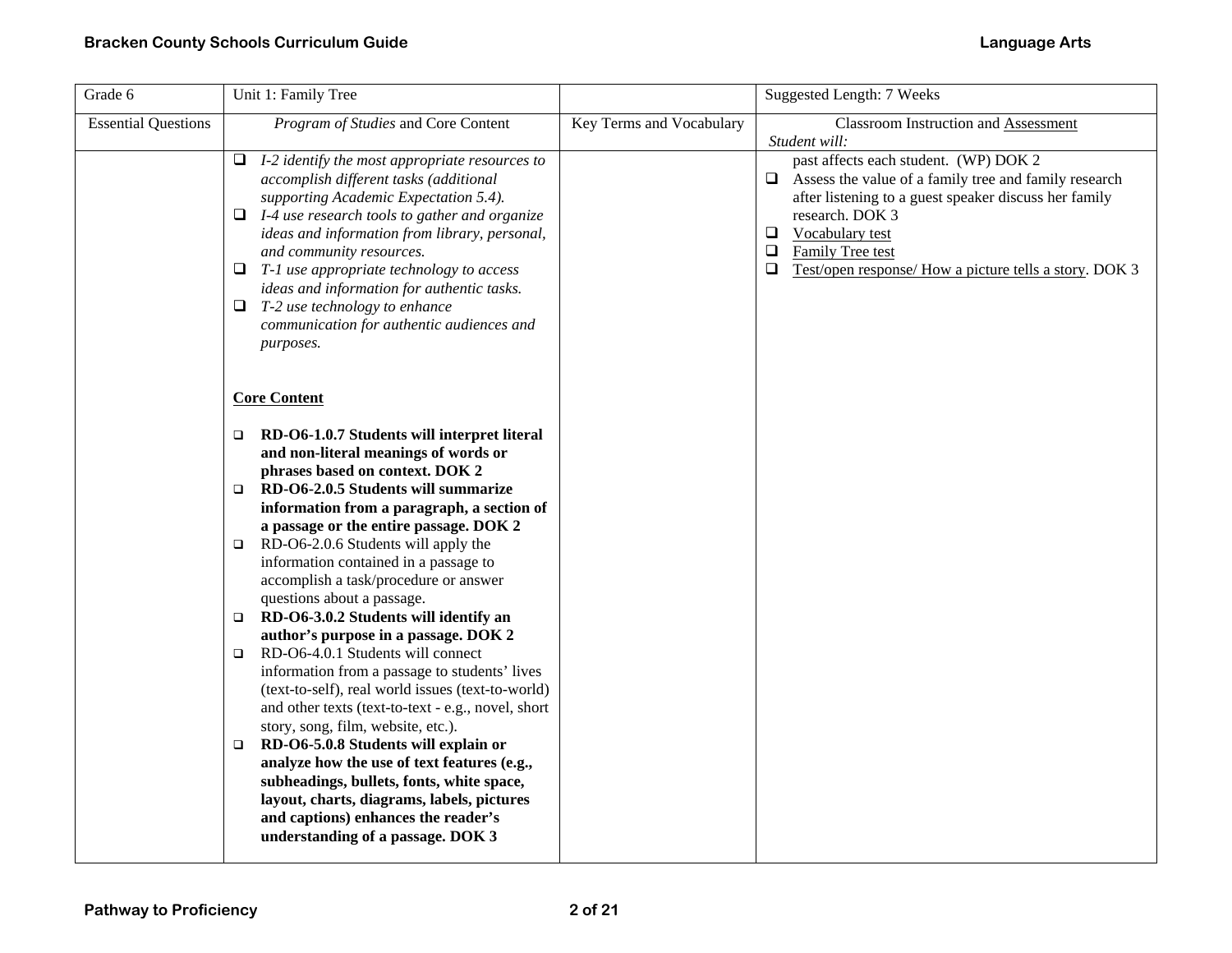| Grade 6 | Unit 1: Family Tree | | Suggested Length: 7 Weeks |
|---|---|---|---|
| Essential Questions | *Program of Studies* and Core Content | Key Terms and Vocabulary | Classroom Instruction and Assessment<br>*Student will:* |
| | ❑ *I-2 identify the most appropriate resources to accomplish different tasks (additional supporting Academic Expectation 5.4).*<br>❑ *I-4 use research tools to gather and organize ideas and information from library, personal, and community resources.*<br>❑ *T-1 use appropriate technology to access ideas and information for authentic tasks.*<br>❑ *T-2 use technology to enhance communication for authentic audiences and purposes.*<br><br>**Core Content**<br><br>❑ **RD-O6-1.0.7 Students will interpret literal and non-literal meanings of words or phrases based on context. DOK 2**<br>❑ **RD-O6-2.0.5 Students will summarize information from a paragraph, a section of a passage or the entire passage. DOK 2**<br>❑ RD-O6-2.0.6 Students will apply the information contained in a passage to accomplish a task/procedure or answer questions about a passage.<br>❑ **RD-O6-3.0.2 Students will identify an author's purpose in a passage. DOK 2**<br>❑ RD-O6-4.0.1 Students will connect information from a passage to students' lives (text-to-self), real world issues (text-to-world) and other texts (text-to-text - e.g., novel, short story, song, film, website, etc.).<br>❑ **RD-O6-5.0.8 Students will explain or analyze how the use of text features (e.g., subheadings, bullets, fonts, white space, layout, charts, diagrams, labels, pictures and captions) enhances the reader's understanding of a passage. DOK 3** | | past affects each student. (WP) DOK 2<br>❑ Assess the value of a family tree and family research after listening to a guest speaker discuss her family research. DOK 3<br>❑ Vocabulary test<br>❑ Family Tree test<br>❑ Test/open response/ How a picture tells a story. DOK 3 |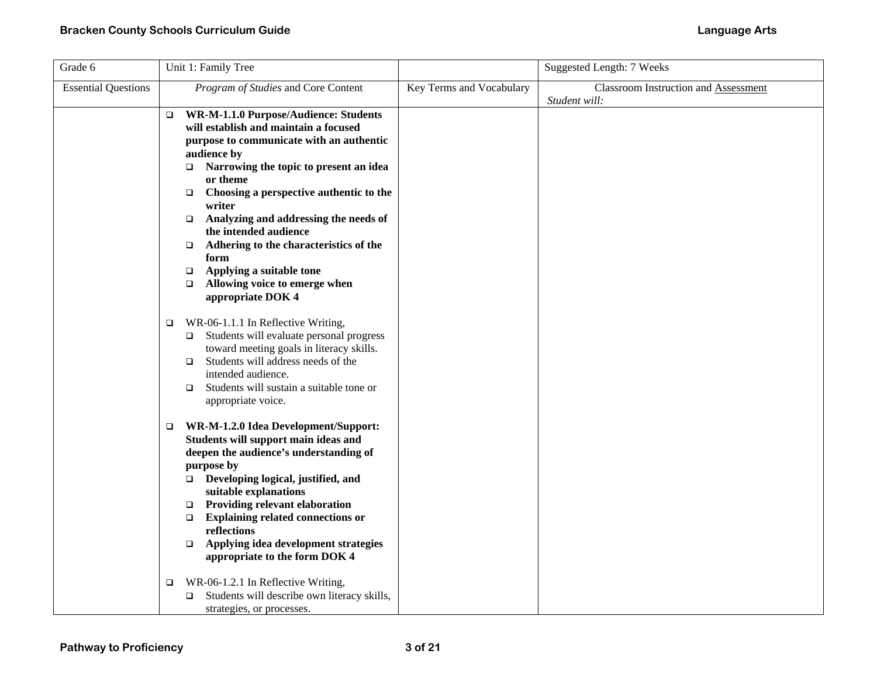| Grade 6 | Unit 1: Family Tree | | Suggested Length: 7 Weeks |
|---|---|---|---|
| Essential Questions | *Program of Studies* and Core Content | Key Terms and Vocabulary | Classroom Instruction and Assessment<br>*Student will:* |
| | ❑ **WR-M-1.1.0 Purpose/Audience: Students will establish and maintain a focused purpose to communicate with an authentic audience by**<br>❑ **Narrowing the topic to present an idea or theme**<br>❑ **Choosing a perspective authentic to the writer**<br>❑ **Analyzing and addressing the needs of the intended audience**<br>❑ **Adhering to the characteristics of the form**<br>❑ **Applying a suitable tone**<br>❑ **Allowing voice to emerge when appropriate DOK 4**<br><br>❑ WR-06-1.1.1 In Reflective Writing,<br>❑ Students will evaluate personal progress toward meeting goals in literacy skills.<br>❑ Students will address needs of the intended audience.<br>❑ Students will sustain a suitable tone or appropriate voice.<br><br>❑ **WR-M-1.2.0 Idea Development/Support: Students will support main ideas and deepen the audience's understanding of purpose by**<br>❑ **Developing logical, justified, and suitable explanations**<br>❑ **Providing relevant elaboration**<br>❑ **Explaining related connections or reflections**<br>❑ **Applying idea development strategies appropriate to the form DOK 4**<br><br>❑ WR-06-1.2.1 In Reflective Writing,<br>❑ Students will describe own literacy skills, strategies, or processes. | | |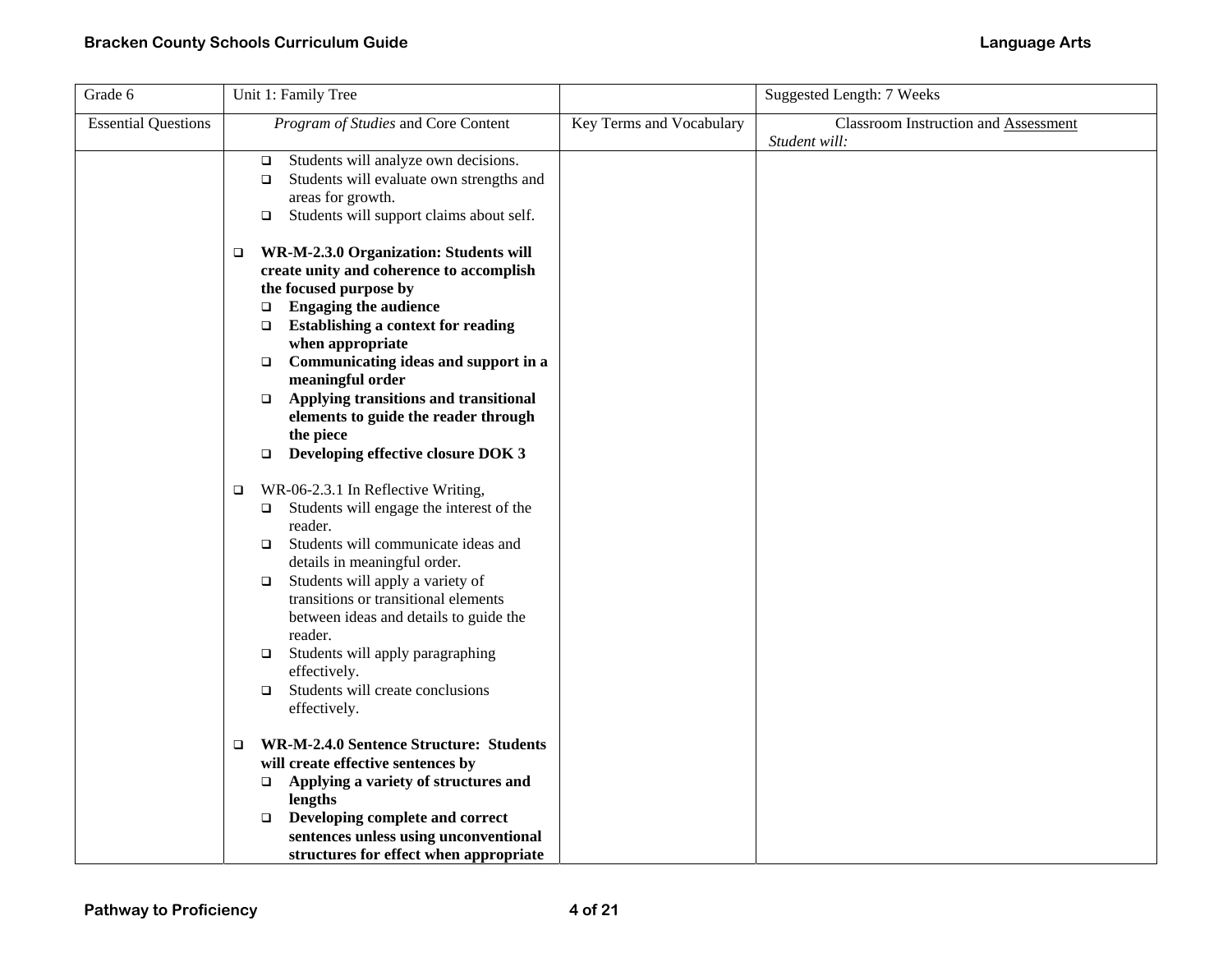| Grade 6 | Unit 1: Family Tree | | Suggested Length: 7 Weeks |
|---|---|---|---|
| Essential Questions | *Program of Studies* and Core Content | Key Terms and Vocabulary | Classroom Instruction and <u>Assessment</u><br>*Student will:* |
| | ❑ Students will analyze own decisions.<br>❑ Students will evaluate own strengths and areas for growth.<br>❑ Students will support claims about self.<br><br>❑ **WR-M-2.3.0 Organization: Students will create unity and coherence to accomplish the focused purpose by**<br>❑ **Engaging the audience**<br>❑ **Establishing a context for reading when appropriate**<br>❑ **Communicating ideas and support in a meaningful order**<br>❑ **Applying transitions and transitional elements to guide the reader through the piece**<br>❑ **Developing effective closure DOK 3**<br><br>❑ WR-06-2.3.1 In Reflective Writing,<br>❑ Students will engage the interest of the reader.<br>❑ Students will communicate ideas and details in meaningful order.<br>❑ Students will apply a variety of transitions or transitional elements between ideas and details to guide the reader.<br>❑ Students will apply paragraphing effectively.<br>❑ Students will create conclusions effectively.<br><br>❑ **WR-M-2.4.0 Sentence Structure: Students will create effective sentences by**<br>❑ **Applying a variety of structures and lengths**<br>❑ **Developing complete and correct sentences unless using unconventional structures for effect when appropriate** | | |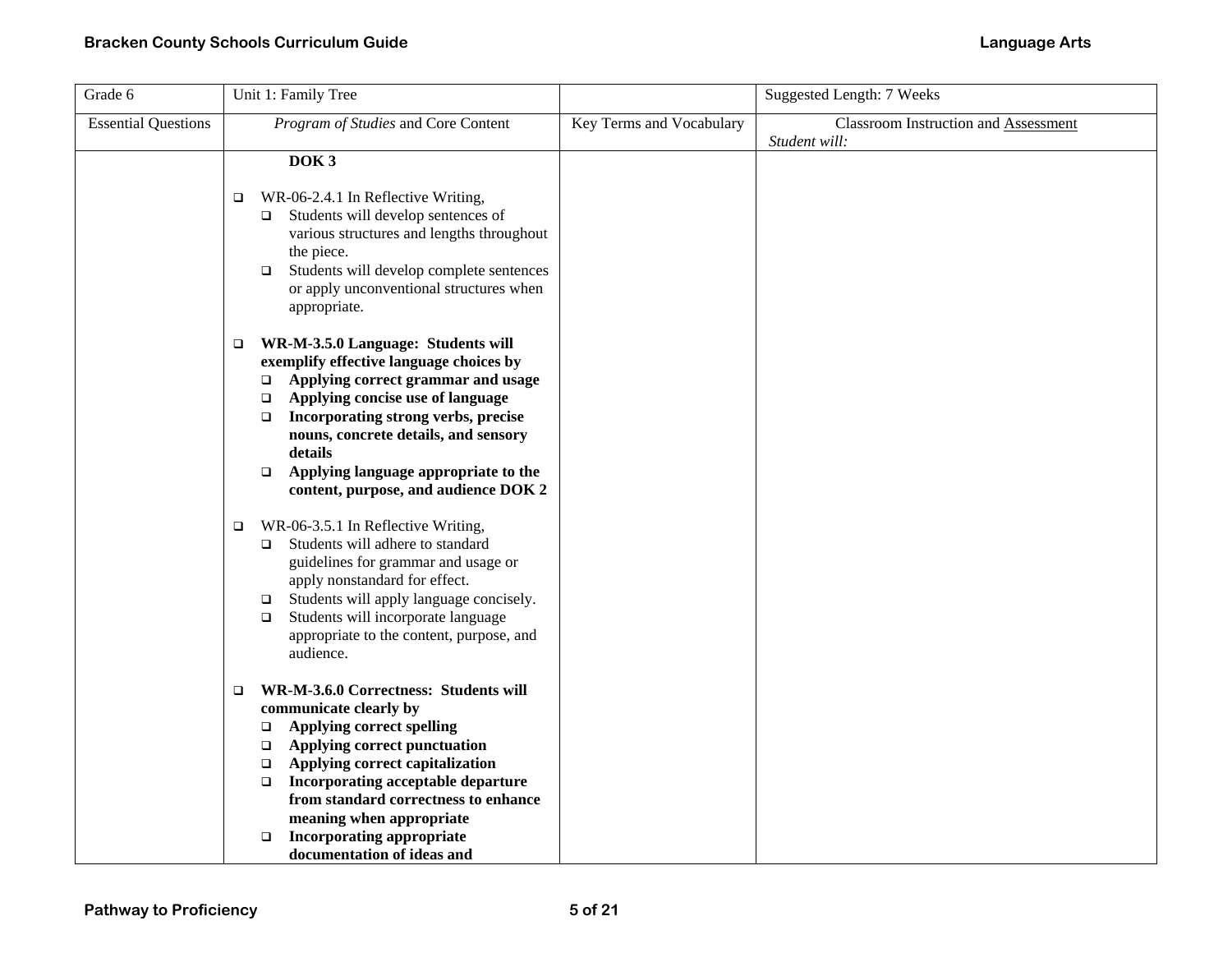| Grade 6 | Unit 1: Family Tree | | Suggested Length: 7 Weeks |
|---|---|---|---|
| Essential Questions | *Program of Studies* and Core Content | Key Terms and Vocabulary | Classroom Instruction and Assessment<br>*Student will:* |
| | **DOK 3**<br><br>❑ WR-06-2.4.1 In Reflective Writing,<br>❑ Students will develop sentences of various structures and lengths throughout the piece.<br>❑ Students will develop complete sentences or apply unconventional structures when appropriate.<br><br>❑ **WR-M-3.5.0 Language: Students will exemplify effective language choices by**<br>❑ **Applying correct grammar and usage**<br>❑ **Applying concise use of language**<br>❑ **Incorporating strong verbs, precise nouns, concrete details, and sensory details**<br>❑ **Applying language appropriate to the content, purpose, and audience DOK 2**<br><br>❑ WR-06-3.5.1 In Reflective Writing,<br>❑ Students will adhere to standard guidelines for grammar and usage or apply nonstandard for effect.<br>❑ Students will apply language concisely.<br>❑ Students will incorporate language appropriate to the content, purpose, and audience.<br><br>❑ **WR-M-3.6.0 Correctness: Students will communicate clearly by**<br>❑ **Applying correct spelling**<br>❑ **Applying correct punctuation**<br>❑ **Applying correct capitalization**<br>❑ **Incorporating acceptable departure from standard correctness to enhance meaning when appropriate**<br>❑ **Incorporating appropriate documentation of ideas and** | | |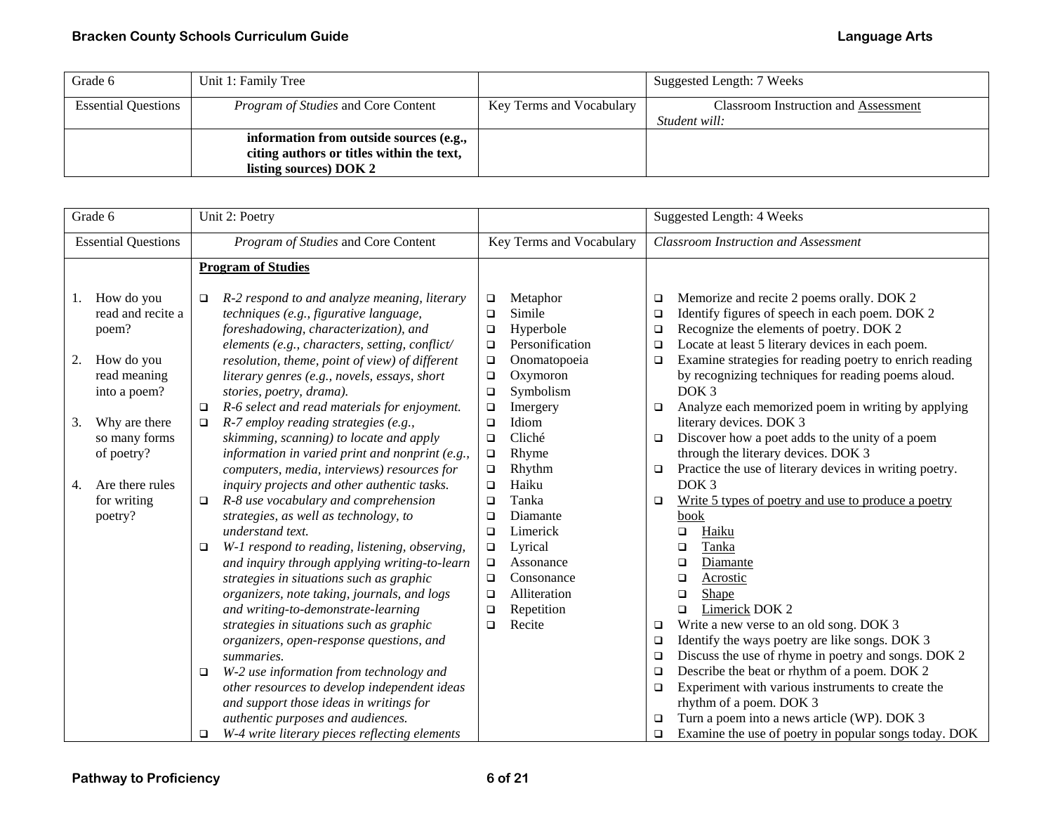| Grade 6 | Unit 1: Family Tree | | Suggested Length: 7 Weeks |
|---|---|---|---|
| Essential Questions | *Program of Studies* and Core Content | Key Terms and Vocabulary | Classroom Instruction and Assessment *Student will:* |
| | **information from outside sources (e.g., citing authors or titles within the text, listing sources) DOK 2** | | |

| Grade 6 | Unit 2: Poetry | | Suggested Length: 4 Weeks |
|---|---|---|---|
| Essential Questions | *Program of Studies* and Core Content | Key Terms and Vocabulary | *Classroom Instruction and Assessment* |
| 1. How do you read and recite a poem?<br><br>2. How do you read meaning into a poem?<br><br>3. Why are there so many forms of poetry?<br><br>4. Are there rules for writing poetry? | **Program of Studies**<br><br>❑ *R-2 respond to and analyze meaning, literary techniques (e.g., figurative language, foreshadowing, characterization), and elements (e.g., characters, setting, conflict/ resolution, theme, point of view) of different literary genres (e.g., novels, essays, short stories, poetry, drama).*<br>❑ *R-6 select and read materials for enjoyment.*<br>❑ *R-7 employ reading strategies (e.g., skimming, scanning) to locate and apply information in varied print and nonprint (e.g., computers, media, interviews) resources for inquiry projects and other authentic tasks.*<br>❑ *R-8 use vocabulary and comprehension strategies, as well as technology, to understand text.*<br>❑ *W-1 respond to reading, listening, observing, and inquiry through applying writing-to-learn strategies in situations such as graphic organizers, note taking, journals, and logs and writing-to-demonstrate-learning strategies in situations such as graphic organizers, open-response questions, and summaries.*<br>❑ *W-2 use information from technology and other resources to develop independent ideas and support those ideas in writings for authentic purposes and audiences.*<br>❑ *W-4 write literary pieces reflecting elements* | ❑ Metaphor<br>❑ Simile<br>❑ Hyperbole<br>❑ Personification<br>❑ Onomatopoeia<br>❑ Oxymoron<br>❑ Symbolism<br>❑ Imergery<br>❑ Idiom<br>❑ Cliché<br>❑ Rhyme<br>❑ Rhythm<br>❑ Haiku<br>❑ Tanka<br>❑ Diamante<br>❑ Limerick<br>❑ Lyrical<br>❑ Assonance<br>❑ Consonance<br>❑ Alliteration<br>❑ Repetition<br>❑ Recite | ❑ Memorize and recite 2 poems orally. DOK 2<br>❑ Identify figures of speech in each poem. DOK 2<br>❑ Recognize the elements of poetry. DOK 2<br>❑ Locate at least 5 literary devices in each poem.<br>❑ Examine strategies for reading poetry to enrich reading by recognizing techniques for reading poems aloud. DOK 3<br>❑ Analyze each memorized poem in writing by applying literary devices. DOK 3<br>❑ Discover how a poet adds to the unity of a poem through the literary devices. DOK 3<br>❑ Practice the use of literary devices in writing poetry. DOK 3<br>❑ <u>Write 5 types of poetry and use to produce a poetry book</u><br>&nbsp;&nbsp;❑ <u>Haiku</u><br>&nbsp;&nbsp;❑ <u>Tanka</u><br>&nbsp;&nbsp;❑ <u>Diamante</u><br>&nbsp;&nbsp;❑ <u>Acrostic</u><br>&nbsp;&nbsp;❑ <u>Shape</u><br>&nbsp;&nbsp;❑ <u>Limerick</u> DOK 2<br>❑ Write a new verse to an old song. DOK 3<br>❑ Identify the ways poetry are like songs. DOK 3<br>❑ Discuss the use of rhyme in poetry and songs. DOK 2<br>❑ Describe the beat or rhythm of a poem. DOK 2<br>❑ Experiment with various instruments to create the rhythm of a poem. DOK 3<br>❑ Turn a poem into a news article (WP). DOK 3<br>❑ Examine the use of poetry in popular songs today. DOK |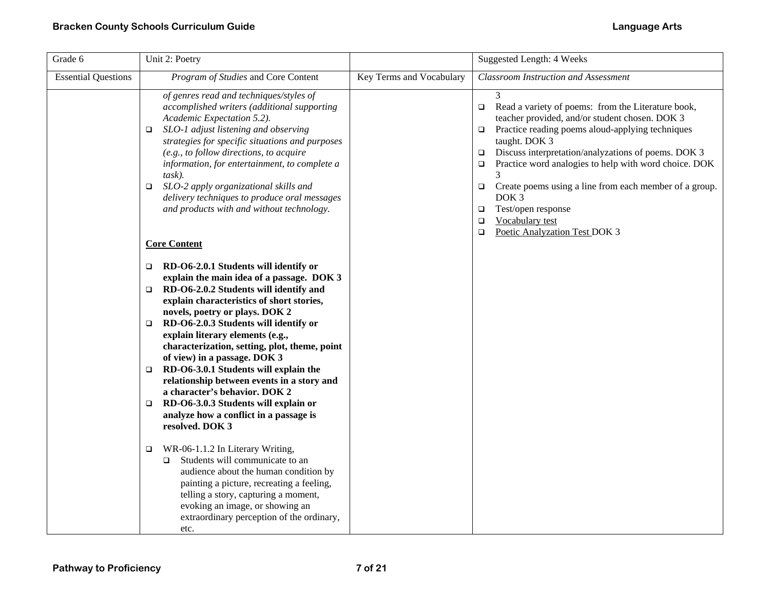| Grade 6 | Unit 2: Poetry | | Suggested Length: 4 Weeks |
|---|---|---|---|
| Essential Questions | *Program of Studies* and Core Content | Key Terms and Vocabulary | *Classroom Instruction and Assessment* |
| | *of genres read and techniques/styles of accomplished writers (additional supporting Academic Expectation 5.2).*<br>❑ *SLO-1 adjust listening and observing strategies for specific situations and purposes (e.g., to follow directions, to acquire information, for entertainment, to complete a task).*<br>❑ *SLO-2 apply organizational skills and delivery techniques to produce oral messages and products with and without technology.*<br><br>**<u>Core Content</u>**<br><br>❑ **RD-O6-2.0.1 Students will identify or explain the main idea of a passage. DOK 3**<br>❑ **RD-O6-2.0.2 Students will identify and explain characteristics of short stories, novels, poetry or plays. DOK 2**<br>❑ **RD-O6-2.0.3 Students will identify or explain literary elements (e.g., characterization, setting, plot, theme, point of view) in a passage. DOK 3**<br>❑ **RD-O6-3.0.1 Students will explain the relationship between events in a story and a character's behavior. DOK 2**<br>❑ **RD-O6-3.0.3 Students will explain or analyze how a conflict in a passage is resolved. DOK 3**<br><br>❑ WR-06-1.1.2 In Literary Writing,<br>&nbsp;&nbsp;&nbsp;&nbsp;❑ Students will communicate to an audience about the human condition by painting a picture, recreating a feeling, telling a story, capturing a moment, evoking an image, or showing an extraordinary perception of the ordinary, etc. | | 3<br>❑ Read a variety of poems: from the Literature book, teacher provided, and/or student chosen. DOK 3<br>❑ Practice reading poems aloud-applying techniques taught. DOK 3<br>❑ Discuss interpretation/analyzations of poems. DOK 3<br>❑ Practice word analogies to help with word choice. DOK 3<br>❑ Create poems using a line from each member of a group. DOK 3<br>❑ Test/open response<br>❑ <u>Vocabulary test</u><br>❑ <u>Poetic Analyzation Test</u> DOK 3 |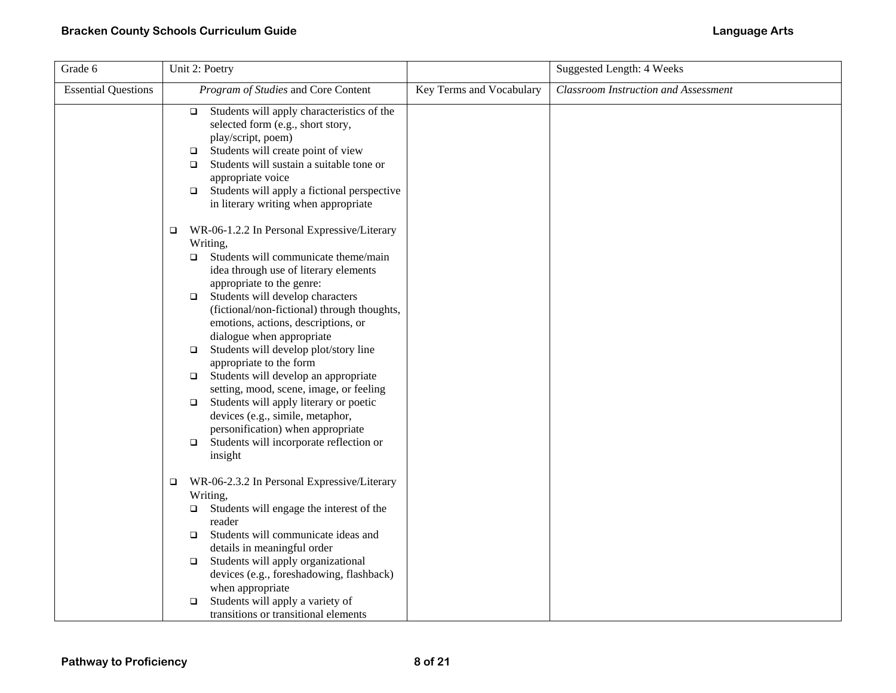| Grade 6 | Unit 2: Poetry | | Suggested Length: 4 Weeks |
|---|---|---|---|
| Essential Questions | *Program of Studies* and Core Content | Key Terms and Vocabulary | *Classroom Instruction and Assessment* |
| | ❑ Students will apply characteristics of the selected form (e.g., short story, play/script, poem)<br>❑ Students will create point of view<br>❑ Students will sustain a suitable tone or appropriate voice<br>❑ Students will apply a fictional perspective in literary writing when appropriate<br><br>❑ WR-06-1.2.2 In Personal Expressive/Literary Writing,<br>❑ Students will communicate theme/main idea through use of literary elements appropriate to the genre:<br>❑ Students will develop characters (fictional/non-fictional) through thoughts, emotions, actions, descriptions, or dialogue when appropriate<br>❑ Students will develop plot/story line appropriate to the form<br>❑ Students will develop an appropriate setting, mood, scene, image, or feeling<br>❑ Students will apply literary or poetic devices (e.g., simile, metaphor, personification) when appropriate<br>❑ Students will incorporate reflection or insight<br><br>❑ WR-06-2.3.2 In Personal Expressive/Literary Writing,<br>❑ Students will engage the interest of the reader<br>❑ Students will communicate ideas and details in meaningful order<br>❑ Students will apply organizational devices (e.g., foreshadowing, flashback) when appropriate<br>❑ Students will apply a variety of transitions or transitional elements | | |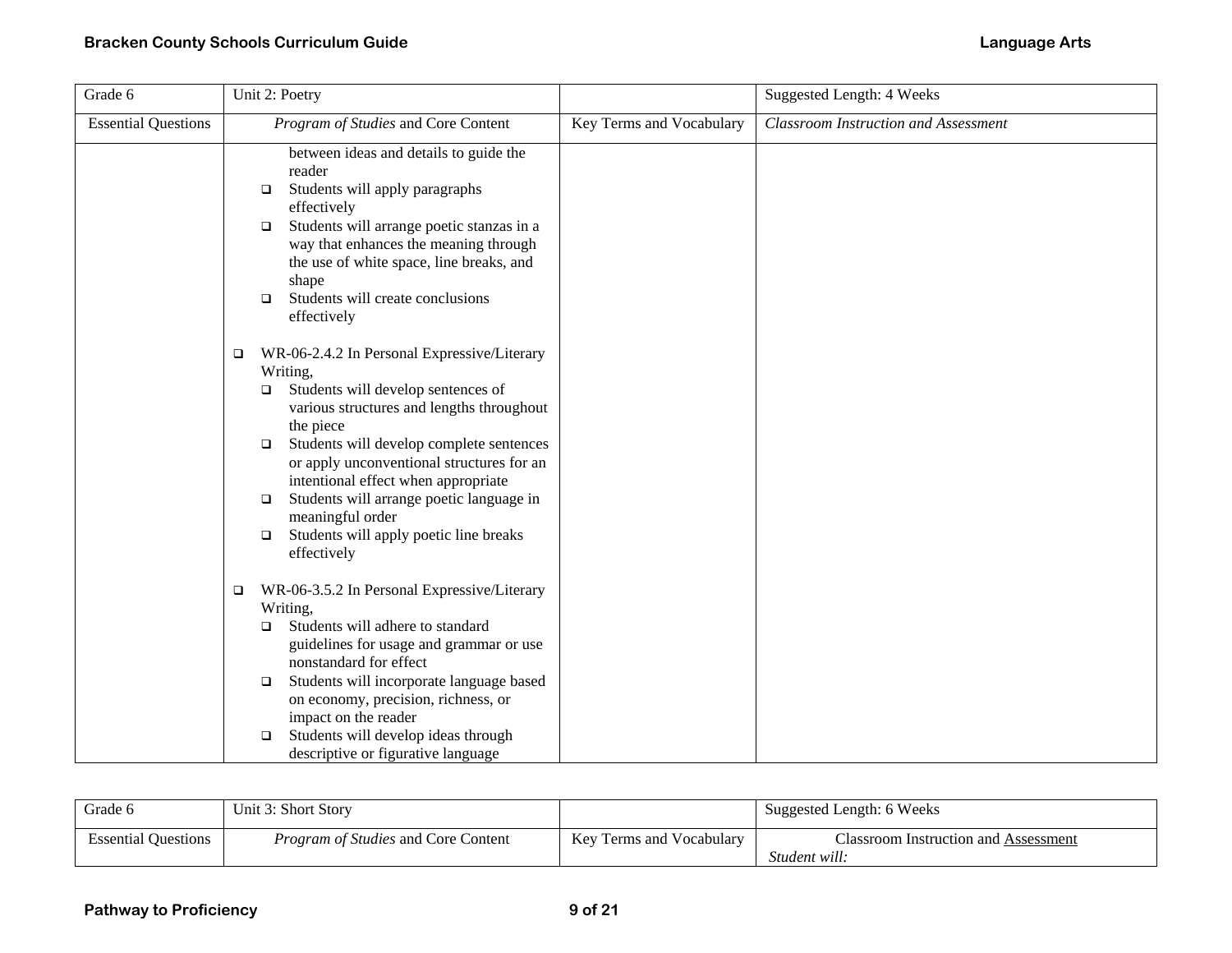| Grade 6 | Unit 2: Poetry | | Suggested Length: 4 Weeks |
|---|---|---|---|
| Essential Questions | *Program of Studies* and Core Content | Key Terms and Vocabulary | *Classroom Instruction and Assessment* |
| | between ideas and details to guide the reader<br>❑ Students will apply paragraphs effectively<br>❑ Students will arrange poetic stanzas in a way that enhances the meaning through the use of white space, line breaks, and shape<br>❑ Students will create conclusions effectively<br><br>❑ WR-06-2.4.2 In Personal Expressive/Literary Writing,<br>❑ Students will develop sentences of various structures and lengths throughout the piece<br>❑ Students will develop complete sentences or apply unconventional structures for an intentional effect when appropriate<br>❑ Students will arrange poetic language in meaningful order<br>❑ Students will apply poetic line breaks effectively<br><br>❑ WR-06-3.5.2 In Personal Expressive/Literary Writing,<br>❑ Students will adhere to standard guidelines for usage and grammar or use nonstandard for effect<br>❑ Students will incorporate language based on economy, precision, richness, or impact on the reader<br>❑ Students will develop ideas through descriptive or figurative language | | |

| Grade 6 | Unit 3: Short Story | | Suggested Length: 6 Weeks |
|---|---|---|---|
| Essential Questions | *Program of Studies* and Core Content | Key Terms and Vocabulary | Classroom Instruction and Assessment<br>*Student will:* |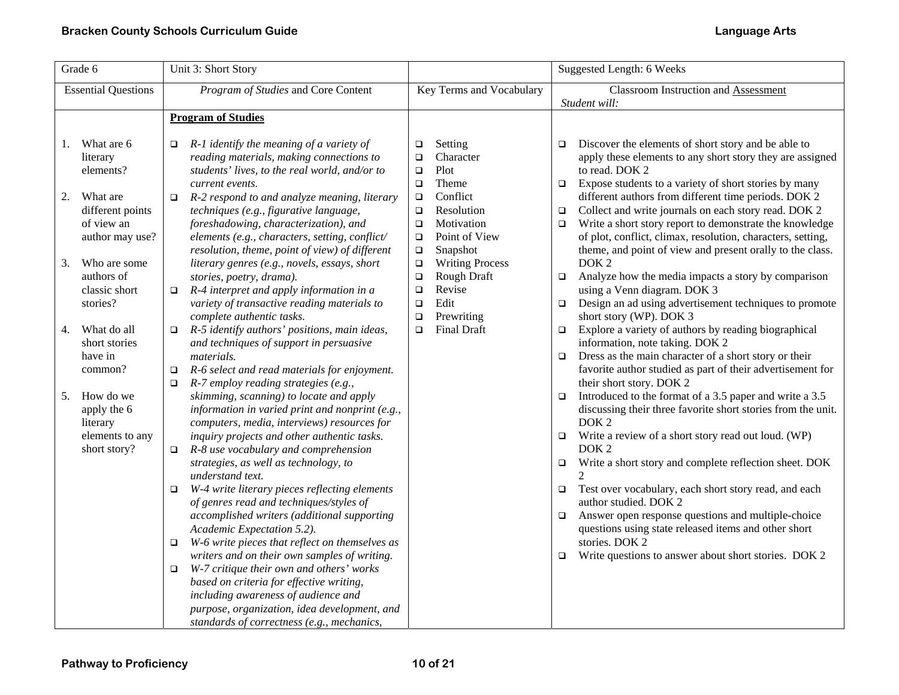| Grade 6 | Unit 3: Short Story | | Suggested Length: 6 Weeks |
|---|---|---|---|
| Essential Questions | *Program of Studies* and Core Content | Key Terms and Vocabulary | Classroom Instruction and Assessment<br>*Student will:* |
| 1. What are 6 literary elements?<br><br>2. What are different points of view an author may use?<br><br>3. Who are some authors of classic short stories?<br><br>4. What do all short stories have in common?<br><br>5. How do we apply the 6 literary elements to any short story? | **Program of Studies**<br><br>❑ *R-1 identify the meaning of a variety of reading materials, making connections to students' lives, to the real world, and/or to current events.*<br>❑ *R-2 respond to and analyze meaning, literary techniques (e.g., figurative language, foreshadowing, characterization), and elements (e.g., characters, setting, conflict/ resolution, theme, point of view) of different literary genres (e.g., novels, essays, short stories, poetry, drama).*<br>❑ *R-4 interpret and apply information in a variety of transactive reading materials to complete authentic tasks.*<br>❑ *R-5 identify authors' positions, main ideas, and techniques of support in persuasive materials.*<br>❑ *R-6 select and read materials for enjoyment.*<br>❑ *R-7 employ reading strategies (e.g., skimming, scanning) to locate and apply information in varied print and nonprint (e.g., computers, media, interviews) resources for inquiry projects and other authentic tasks.*<br>❑ *R-8 use vocabulary and comprehension strategies, as well as technology, to understand text.*<br>❑ *W-4 write literary pieces reflecting elements of genres read and techniques/styles of accomplished writers (additional supporting Academic Expectation 5.2).*<br>❑ *W-6 write pieces that reflect on themselves as writers and on their own samples of writing.*<br>❑ *W-7 critique their own and others' works based on criteria for effective writing, including awareness of audience and purpose, organization, idea development, and standards of correctness (e.g., mechanics,* | ❑ Setting<br>❑ Character<br>❑ Plot<br>❑ Theme<br>❑ Conflict<br>❑ Resolution<br>❑ Motivation<br>❑ Point of View<br>❑ Snapshot<br>❑ Writing Process<br>❑ Rough Draft<br>❑ Revise<br>❑ Edit<br>❑ Prewriting<br>❑ Final Draft | ❑ Discover the elements of short story and be able to apply these elements to any short story they are assigned to read. DOK 2<br>❑ Expose students to a variety of short stories by many different authors from different time periods. DOK 2<br>❑ Collect and write journals on each story read. DOK 2<br>❑ Write a short story report to demonstrate the knowledge of plot, conflict, climax, resolution, characters, setting, theme, and point of view and present orally to the class. DOK 2<br>❑ Analyze how the media impacts a story by comparison using a Venn diagram. DOK 3<br>❑ Design an ad using advertisement techniques to promote short story (WP). DOK 3<br>❑ Explore a variety of authors by reading biographical information, note taking. DOK 2<br>❑ Dress as the main character of a short story or their favorite author studied as part of their advertisement for their short story. DOK 2<br>❑ Introduced to the format of a 3.5 paper and write a 3.5 discussing their three favorite short stories from the unit. DOK 2<br>❑ Write a review of a short story read out loud. (WP) DOK 2<br>❑ Write a short story and complete reflection sheet. DOK 2<br>❑ Test over vocabulary, each short story read, and each author studied. DOK 2<br>❑ Answer open response questions and multiple-choice questions using state released items and other short stories. DOK 2<br>❑ Write questions to answer about short stories. DOK 2 |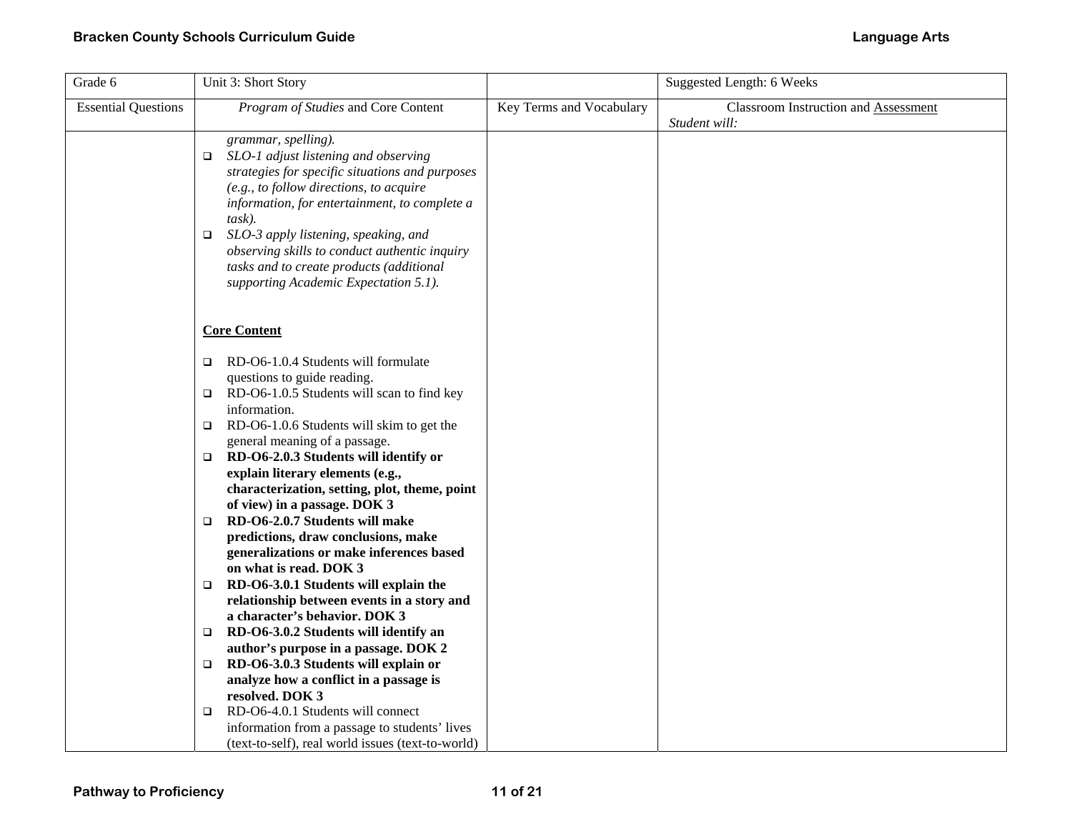| Grade 6 | Unit 3: Short Story | | Suggested Length: 6 Weeks |
|---|---|---|---|
| Essential Questions | *Program of Studies* and Core Content | Key Terms and Vocabulary | Classroom Instruction and Assessment *Student will:* |
| | *grammar, spelling).*<br>❑ *SLO-1 adjust listening and observing strategies for specific situations and purposes (e.g., to follow directions, to acquire information, for entertainment, to complete a task).*<br>❑ *SLO-3 apply listening, speaking, and observing skills to conduct authentic inquiry tasks and to create products (additional supporting Academic Expectation 5.1).*<br><br>**Core Content**<br><br>❑ RD-O6-1.0.4 Students will formulate questions to guide reading.<br>❑ RD-O6-1.0.5 Students will scan to find key information.<br>❑ RD-O6-1.0.6 Students will skim to get the general meaning of a passage.<br>❑ **RD-O6-2.0.3 Students will identify or explain literary elements (e.g., characterization, setting, plot, theme, point of view) in a passage. DOK 3**<br>❑ **RD-O6-2.0.7 Students will make predictions, draw conclusions, make generalizations or make inferences based on what is read. DOK 3**<br>❑ **RD-O6-3.0.1 Students will explain the relationship between events in a story and a character's behavior. DOK 3**<br>❑ **RD-O6-3.0.2 Students will identify an author's purpose in a passage. DOK 2**<br>❑ **RD-O6-3.0.3 Students will explain or analyze how a conflict in a passage is resolved. DOK 3**<br>❑ RD-O6-4.0.1 Students will connect information from a passage to students' lives (text-to-self), real world issues (text-to-world) | | |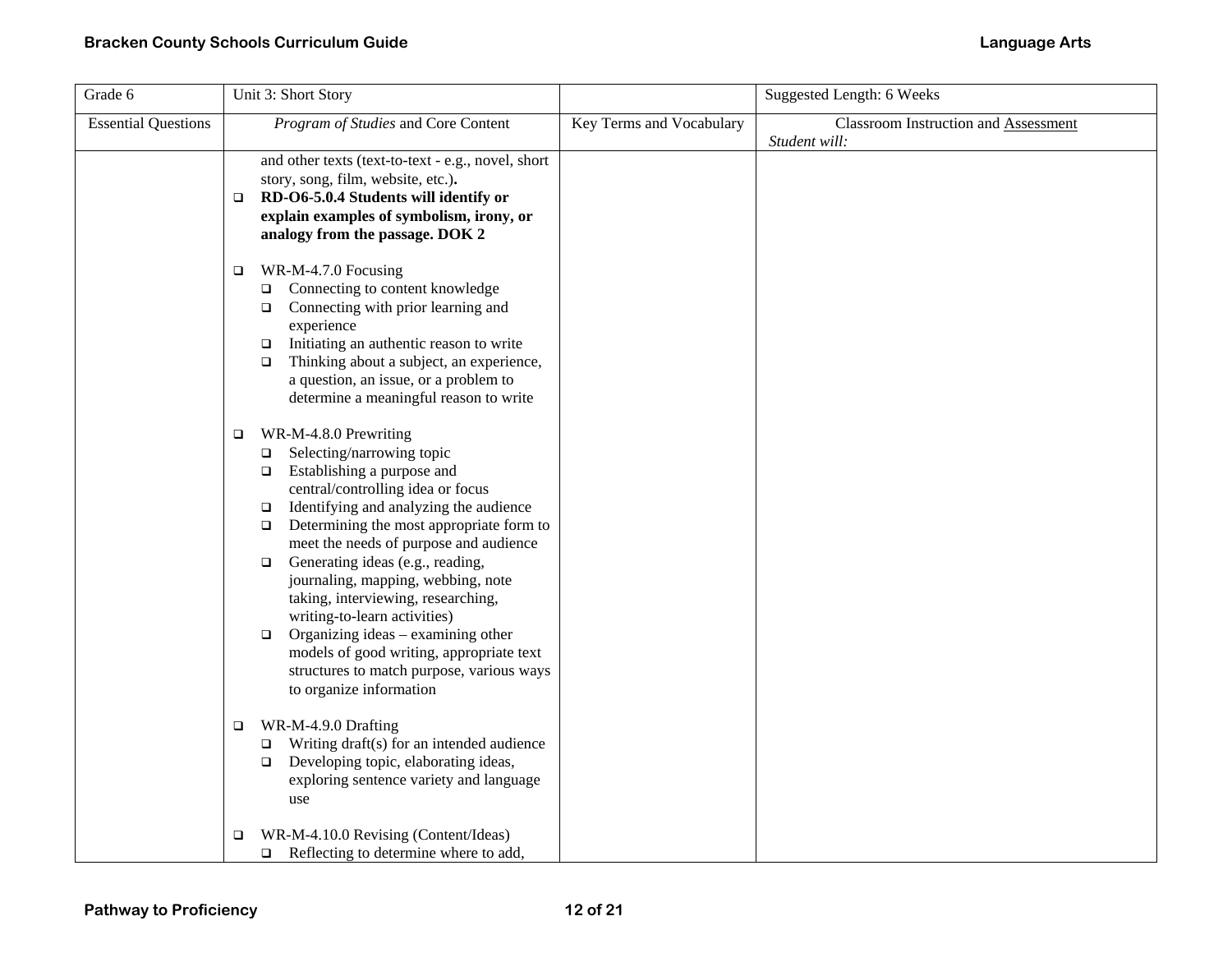| Grade 6 | Unit 3: Short Story | | Suggested Length: 6 Weeks |
|---|---|---|---|
| Essential Questions | *Program of Studies* and Core Content | Key Terms and Vocabulary | Classroom Instruction and Assessment<br>*Student will:* |
| | and other texts (text-to-text - e.g., novel, short story, song, film, website, etc.).<br>❑ **RD-O6-5.0.4 Students will identify or explain examples of symbolism, irony, or analogy from the passage. DOK 2**<br><br>❑ WR-M-4.7.0 Focusing<br>❑ Connecting to content knowledge<br>❑ Connecting with prior learning and experience<br>❑ Initiating an authentic reason to write<br>❑ Thinking about a subject, an experience, a question, an issue, or a problem to determine a meaningful reason to write<br><br>❑ WR-M-4.8.0 Prewriting<br>❑ Selecting/narrowing topic<br>❑ Establishing a purpose and central/controlling idea or focus<br>❑ Identifying and analyzing the audience<br>❑ Determining the most appropriate form to meet the needs of purpose and audience<br>❑ Generating ideas (e.g., reading, journaling, mapping, webbing, note taking, interviewing, researching, writing-to-learn activities)<br>❑ Organizing ideas – examining other models of good writing, appropriate text structures to match purpose, various ways to organize information<br><br>❑ WR-M-4.9.0 Drafting<br>❑ Writing draft(s) for an intended audience<br>❑ Developing topic, elaborating ideas, exploring sentence variety and language use<br><br>❑ WR-M-4.10.0 Revising (Content/Ideas)<br>❑ Reflecting to determine where to add, | | |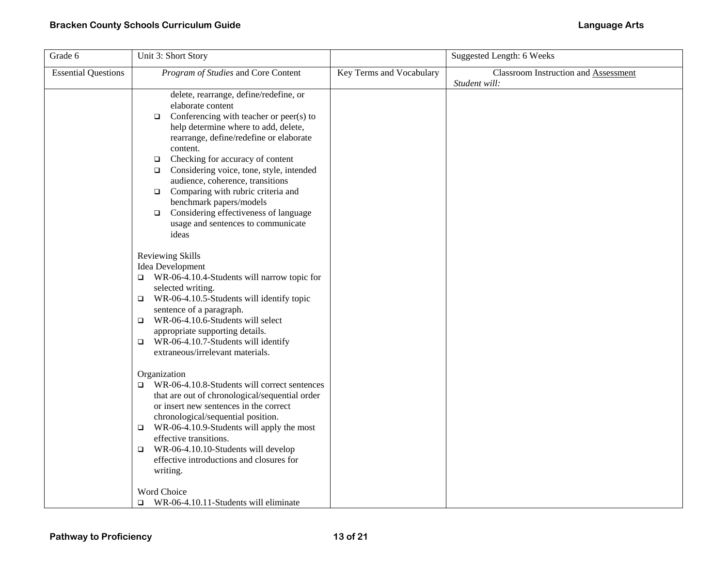| Grade 6 | Unit 3: Short Story | | Suggested Length: 6 Weeks |
|---|---|---|---|
| Essential Questions | *Program of Studies* and Core Content | Key Terms and Vocabulary | Classroom Instruction and Assessment *Student will:* |
| | delete, rearrange, define/redefine, or elaborate content<br>❑ Conferencing with teacher or peer(s) to help determine where to add, delete, rearrange, define/redefine or elaborate content.<br>❑ Checking for accuracy of content<br>❑ Considering voice, tone, style, intended audience, coherence, transitions<br>❑ Comparing with rubric criteria and benchmark papers/models<br>❑ Considering effectiveness of language usage and sentences to communicate ideas<br><br>Reviewing Skills<br>Idea Development<br>❑ WR-06-4.10.4-Students will narrow topic for selected writing.<br>❑ WR-06-4.10.5-Students will identify topic sentence of a paragraph.<br>❑ WR-06-4.10.6-Students will select appropriate supporting details.<br>❑ WR-06-4.10.7-Students will identify extraneous/irrelevant materials.<br><br>Organization<br>❑ WR-06-4.10.8-Students will correct sentences that are out of chronological/sequential order or insert new sentences in the correct chronological/sequential position.<br>❑ WR-06-4.10.9-Students will apply the most effective transitions.<br>❑ WR-06-4.10.10-Students will develop effective introductions and closures for writing.<br><br>Word Choice<br>❑ WR-06-4.10.11-Students will eliminate | | |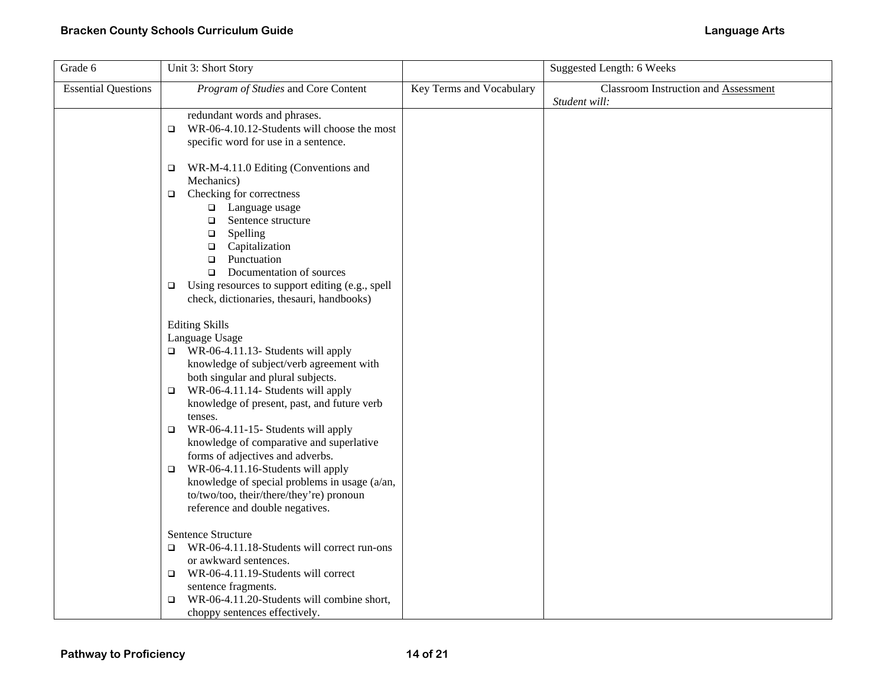| Grade 6 | Unit 3: Short Story | | Suggested Length: 6 Weeks |
|---|---|---|---|
| Essential Questions | *Program of Studies* and Core Content | Key Terms and Vocabulary | Classroom Instruction and Assessment *Student will:* |
| | redundant words and phrases.<br>❑ WR-06-4.10.12-Students will choose the most specific word for use in a sentence.<br><br>❑ WR-M-4.11.0 Editing (Conventions and Mechanics)<br>❑ Checking for correctness<br>&nbsp;&nbsp;&nbsp;&nbsp;❑ Language usage<br>&nbsp;&nbsp;&nbsp;&nbsp;❑ Sentence structure<br>&nbsp;&nbsp;&nbsp;&nbsp;❑ Spelling<br>&nbsp;&nbsp;&nbsp;&nbsp;❑ Capitalization<br>&nbsp;&nbsp;&nbsp;&nbsp;❑ Punctuation<br>&nbsp;&nbsp;&nbsp;&nbsp;❑ Documentation of sources<br>❑ Using resources to support editing (e.g., spell check, dictionaries, thesauri, handbooks)<br><br>Editing Skills<br>Language Usage<br>❑ WR-06-4.11.13- Students will apply knowledge of subject/verb agreement with both singular and plural subjects.<br>❑ WR-06-4.11.14- Students will apply knowledge of present, past, and future verb tenses.<br>❑ WR-06-4.11-15- Students will apply knowledge of comparative and superlative forms of adjectives and adverbs.<br>❑ WR-06-4.11.16-Students will apply knowledge of special problems in usage (a/an, to/two/too, their/there/they're) pronoun reference and double negatives.<br><br>Sentence Structure<br>❑ WR-06-4.11.18-Students will correct run-ons or awkward sentences.<br>❑ WR-06-4.11.19-Students will correct sentence fragments.<br>❑ WR-06-4.11.20-Students will combine short, choppy sentences effectively. | | |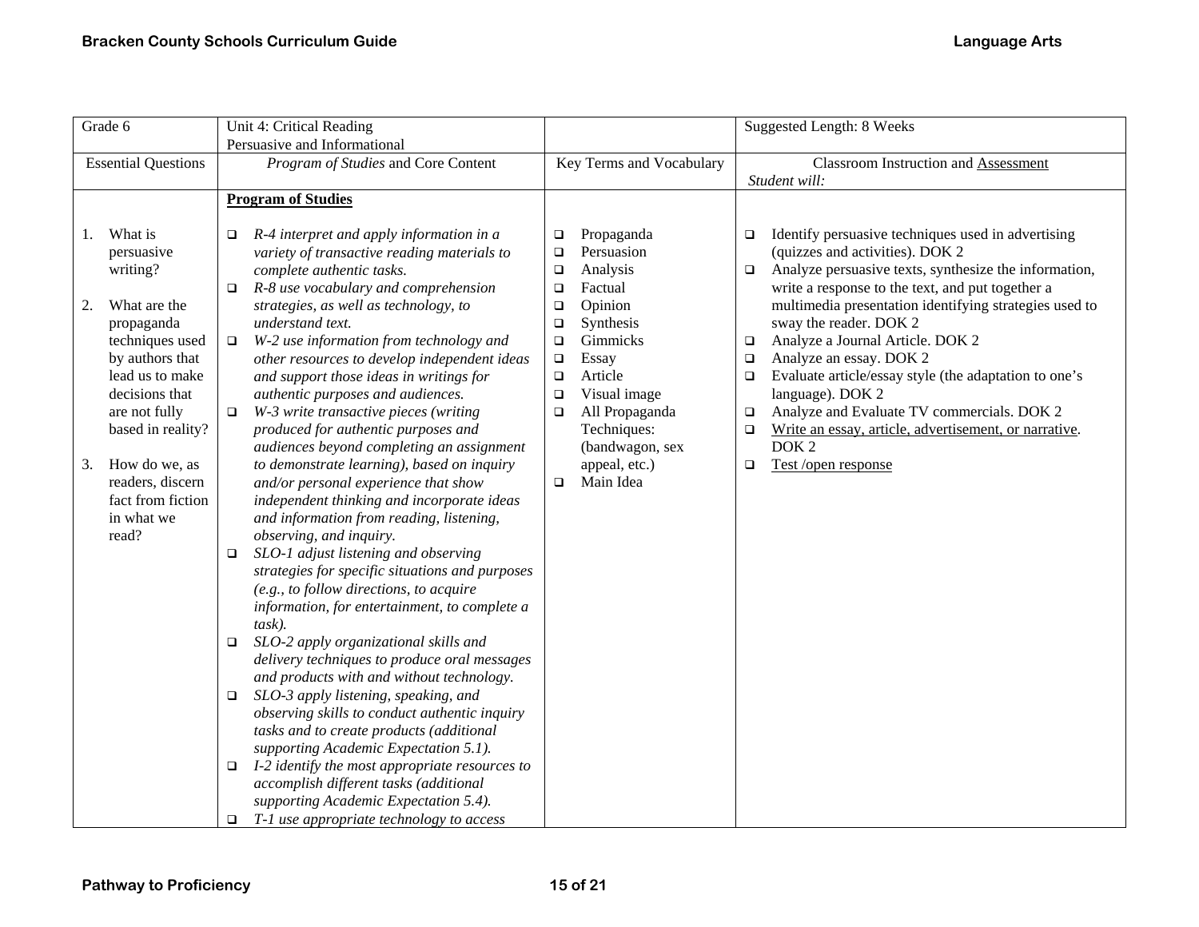| Grade 6 | Unit 4: Critical Reading<br>Persuasive and Informational | | Suggested Length: 8 Weeks |
|---|---|---|---|
| Essential Questions | *Program of Studies* and Core Content | Key Terms and Vocabulary | Classroom Instruction and <u>Assessment</u><br>*Student will:* |
| 1. What is persuasive writing?<br><br>2. What are the propaganda techniques used by authors that lead us to make decisions that are not fully based in reality?<br><br>3. How do we, as readers, discern fact from fiction in what we read? | **<u>Program of Studies</u>**<br><br>❑ *R-4 interpret and apply information in a variety of transactive reading materials to complete authentic tasks.*<br>❑ *R-8 use vocabulary and comprehension strategies, as well as technology, to understand text.*<br>❑ *W-2 use information from technology and other resources to develop independent ideas and support those ideas in writings for authentic purposes and audiences.*<br>❑ *W-3 write transactive pieces (writing produced for authentic purposes and audiences beyond completing an assignment to demonstrate learning), based on inquiry and/or personal experience that show independent thinking and incorporate ideas and information from reading, listening, observing, and inquiry.*<br>❑ *SLO-1 adjust listening and observing strategies for specific situations and purposes (e.g., to follow directions, to acquire information, for entertainment, to complete a task).*<br>❑ *SLO-2 apply organizational skills and delivery techniques to produce oral messages and products with and without technology.*<br>❑ *SLO-3 apply listening, speaking, and observing skills to conduct authentic inquiry tasks and to create products (additional supporting Academic Expectation 5.1).*<br>❑ *I-2 identify the most appropriate resources to accomplish different tasks (additional supporting Academic Expectation 5.4).*<br>❑ *T-1 use appropriate technology to access* | ❑ Propaganda<br>❑ Persuasion<br>❑ Analysis<br>❑ Factual<br>❑ Opinion<br>❑ Synthesis<br>❑ Gimmicks<br>❑ Essay<br>❑ Article<br>❑ Visual image<br>❑ All Propaganda Techniques: (bandwagon, sex appeal, etc.)<br>❑ Main Idea | ❑ Identify persuasive techniques used in advertising (quizzes and activities). DOK 2<br>❑ Analyze persuasive texts, synthesize the information, write a response to the text, and put together a multimedia presentation identifying strategies used to sway the reader. DOK 2<br>❑ Analyze a Journal Article. DOK 2<br>❑ Analyze an essay. DOK 2<br>❑ Evaluate article/essay style (the adaptation to one's language). DOK 2<br>❑ Analyze and Evaluate TV commercials. DOK 2<br>❑ <u>Write an essay, article, advertisement, or narrative</u>. DOK 2<br>❑ <u>Test /open response</u> |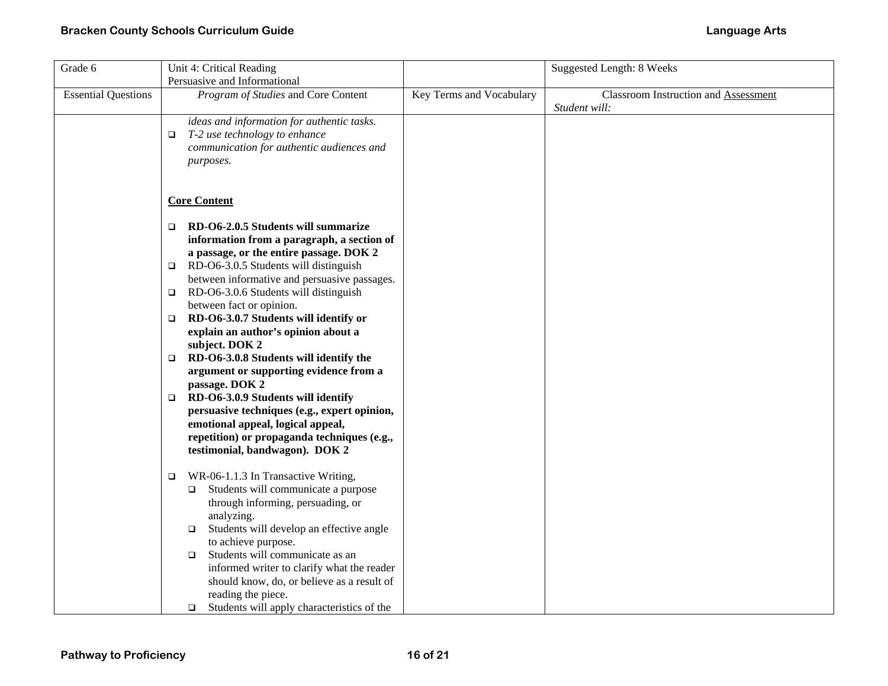| Grade 6 | Unit 4: Critical Reading<br>Persuasive and Informational | | Suggested Length: 8 Weeks |
|---|---|---|---|
| Essential Questions | *Program of Studies* and Core Content | Key Terms and Vocabulary | Classroom Instruction and Assessment<br>*Student will:* |
| | *ideas and information for authentic tasks.*<br>❑ *T-2 use technology to enhance communication for authentic audiences and purposes.*<br><br>**Core Content**<br><br>❑ **RD-O6-2.0.5 Students will summarize information from a paragraph, a section of a passage, or the entire passage. DOK 2**<br>❑ RD-O6-3.0.5 Students will distinguish between informative and persuasive passages.<br>❑ RD-O6-3.0.6 Students will distinguish between fact or opinion.<br>❑ **RD-O6-3.0.7 Students will identify or explain an author's opinion about a subject. DOK 2**<br>❑ **RD-O6-3.0.8 Students will identify the argument or supporting evidence from a passage. DOK 2**<br>❑ **RD-O6-3.0.9 Students will identify persuasive techniques (e.g., expert opinion, emotional appeal, logical appeal, repetition) or propaganda techniques (e.g., testimonial, bandwagon). DOK 2**<br><br>❑ WR-06-1.1.3 In Transactive Writing,<br>&nbsp;&nbsp;❑ Students will communicate a purpose through informing, persuading, or analyzing.<br>&nbsp;&nbsp;❑ Students will develop an effective angle to achieve purpose.<br>&nbsp;&nbsp;❑ Students will communicate as an informed writer to clarify what the reader should know, do, or believe as a result of reading the piece.<br>&nbsp;&nbsp;❑ Students will apply characteristics of the | | |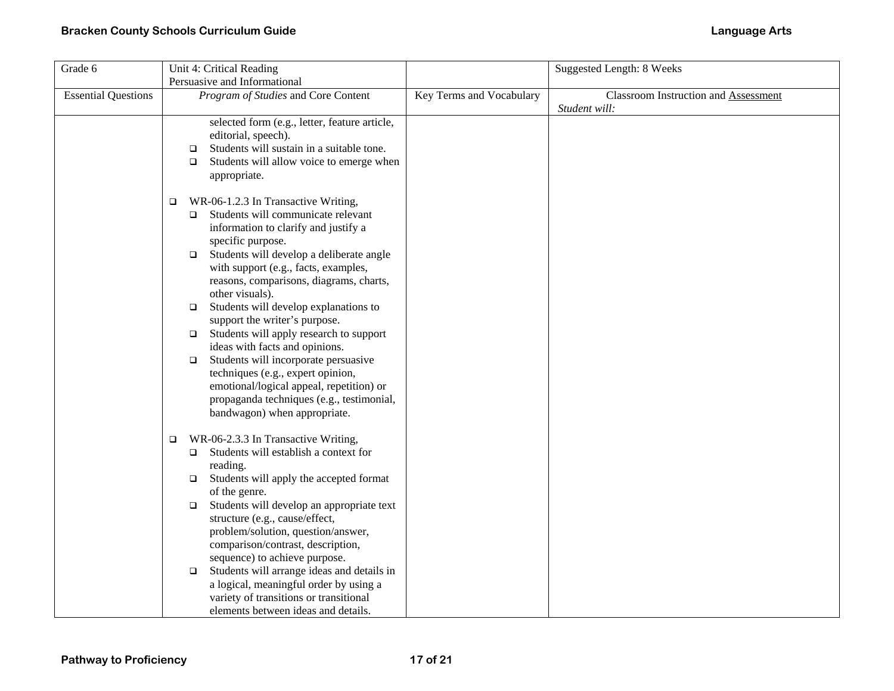| Grade 6 | Unit 4: Critical Reading<br>Persuasive and Informational | | Suggested Length: 8 Weeks |
|---|---|---|---|
| Essential Questions | *Program of Studies* and Core Content | Key Terms and Vocabulary | Classroom Instruction and Assessment<br>*Student will:* |
| | selected form (e.g., letter, feature article, editorial, speech).<br>❑ Students will sustain in a suitable tone.<br>❑ Students will allow voice to emerge when appropriate.<br><br>❑ WR-06-1.2.3 In Transactive Writing,<br>❑ Students will communicate relevant information to clarify and justify a specific purpose.<br>❑ Students will develop a deliberate angle with support (e.g., facts, examples, reasons, comparisons, diagrams, charts, other visuals).<br>❑ Students will develop explanations to support the writer's purpose.<br>❑ Students will apply research to support ideas with facts and opinions.<br>❑ Students will incorporate persuasive techniques (e.g., expert opinion, emotional/logical appeal, repetition) or propaganda techniques (e.g., testimonial, bandwagon) when appropriate.<br><br>❑ WR-06-2.3.3 In Transactive Writing,<br>❑ Students will establish a context for reading.<br>❑ Students will apply the accepted format of the genre.<br>❑ Students will develop an appropriate text structure (e.g., cause/effect, problem/solution, question/answer, comparison/contrast, description, sequence) to achieve purpose.<br>❑ Students will arrange ideas and details in a logical, meaningful order by using a variety of transitions or transitional elements between ideas and details. | | |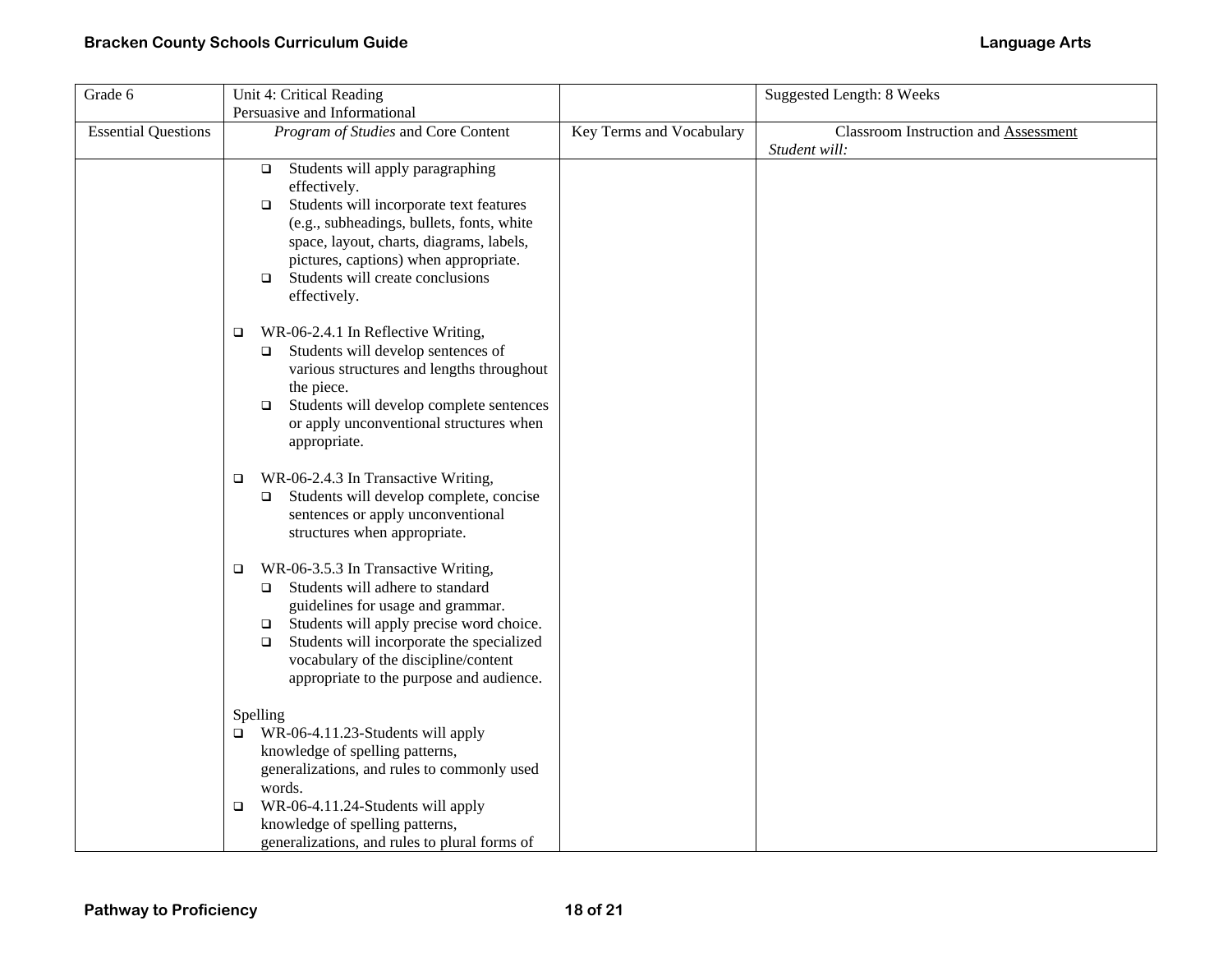| Grade 6 | Unit 4: Critical Reading<br>Persuasive and Informational | | Suggested Length: 8 Weeks |
|---|---|---|---|
| Essential Questions | *Program of Studies* and Core Content | Key Terms and Vocabulary | Classroom Instruction and Assessment<br>*Student will:* |
| | ❑ Students will apply paragraphing effectively.<br>❑ Students will incorporate text features (e.g., subheadings, bullets, fonts, white space, layout, charts, diagrams, labels, pictures, captions) when appropriate.<br>❑ Students will create conclusions effectively.<br><br>❑ WR-06-2.4.1 In Reflective Writing,<br>❑ Students will develop sentences of various structures and lengths throughout the piece.<br>❑ Students will develop complete sentences or apply unconventional structures when appropriate.<br><br>❑ WR-06-2.4.3 In Transactive Writing,<br>❑ Students will develop complete, concise sentences or apply unconventional structures when appropriate.<br><br>❑ WR-06-3.5.3 In Transactive Writing,<br>❑ Students will adhere to standard guidelines for usage and grammar.<br>❑ Students will apply precise word choice.<br>❑ Students will incorporate the specialized vocabulary of the discipline/content appropriate to the purpose and audience.<br><br>Spelling<br>❑ WR-06-4.11.23-Students will apply knowledge of spelling patterns, generalizations, and rules to commonly used words.<br>❑ WR-06-4.11.24-Students will apply knowledge of spelling patterns, generalizations, and rules to plural forms of | | |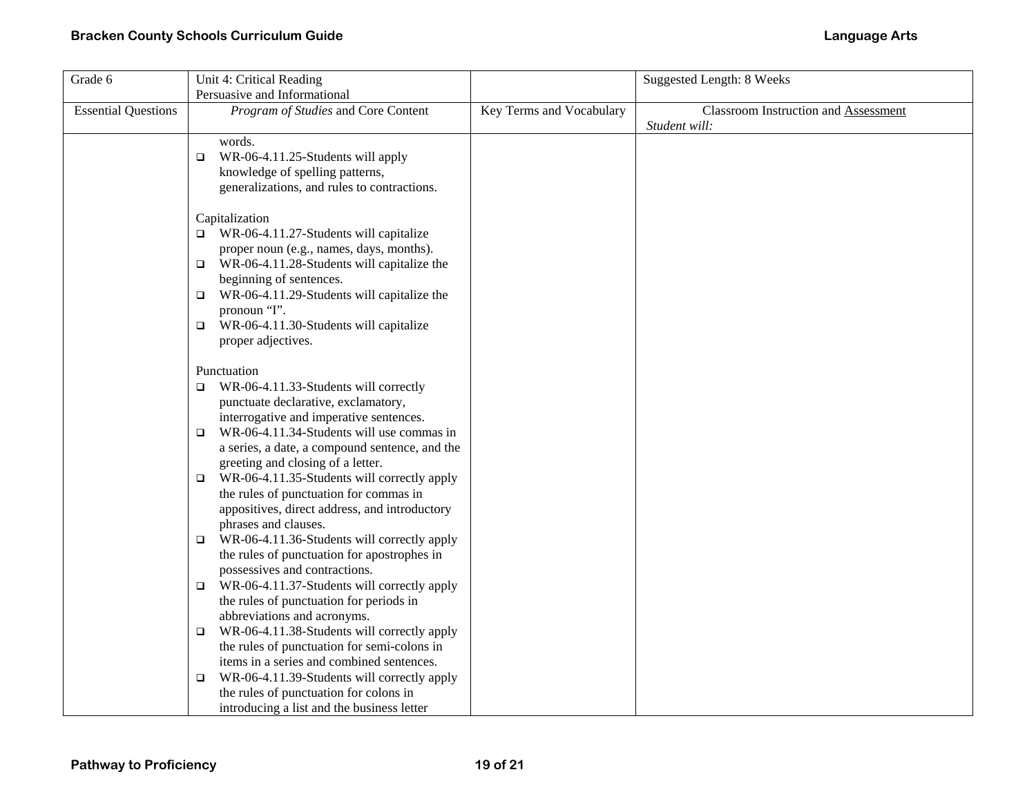| Grade 6 | Unit 4: Critical Reading<br>Persuasive and Informational | | Suggested Length: 8 Weeks |
|---|---|---|---|
| Essential Questions | *Program of Studies* and Core Content | Key Terms and Vocabulary | Classroom Instruction and Assessment<br>*Student will:* |
| | words.<br>❑ WR-06-4.11.25-Students will apply knowledge of spelling patterns, generalizations, and rules to contractions.<br><br>Capitalization<br>❑ WR-06-4.11.27-Students will capitalize proper noun (e.g., names, days, months).<br>❑ WR-06-4.11.28-Students will capitalize the beginning of sentences.<br>❑ WR-06-4.11.29-Students will capitalize the pronoun "I".<br>❑ WR-06-4.11.30-Students will capitalize proper adjectives.<br><br>Punctuation<br>❑ WR-06-4.11.33-Students will correctly punctuate declarative, exclamatory, interrogative and imperative sentences.<br>❑ WR-06-4.11.34-Students will use commas in a series, a date, a compound sentence, and the greeting and closing of a letter.<br>❑ WR-06-4.11.35-Students will correctly apply the rules of punctuation for commas in appositives, direct address, and introductory phrases and clauses.<br>❑ WR-06-4.11.36-Students will correctly apply the rules of punctuation for apostrophes in possessives and contractions.<br>❑ WR-06-4.11.37-Students will correctly apply the rules of punctuation for periods in abbreviations and acronyms.<br>❑ WR-06-4.11.38-Students will correctly apply the rules of punctuation for semi-colons in items in a series and combined sentences.<br>❑ WR-06-4.11.39-Students will correctly apply the rules of punctuation for colons in introducing a list and the business letter | | |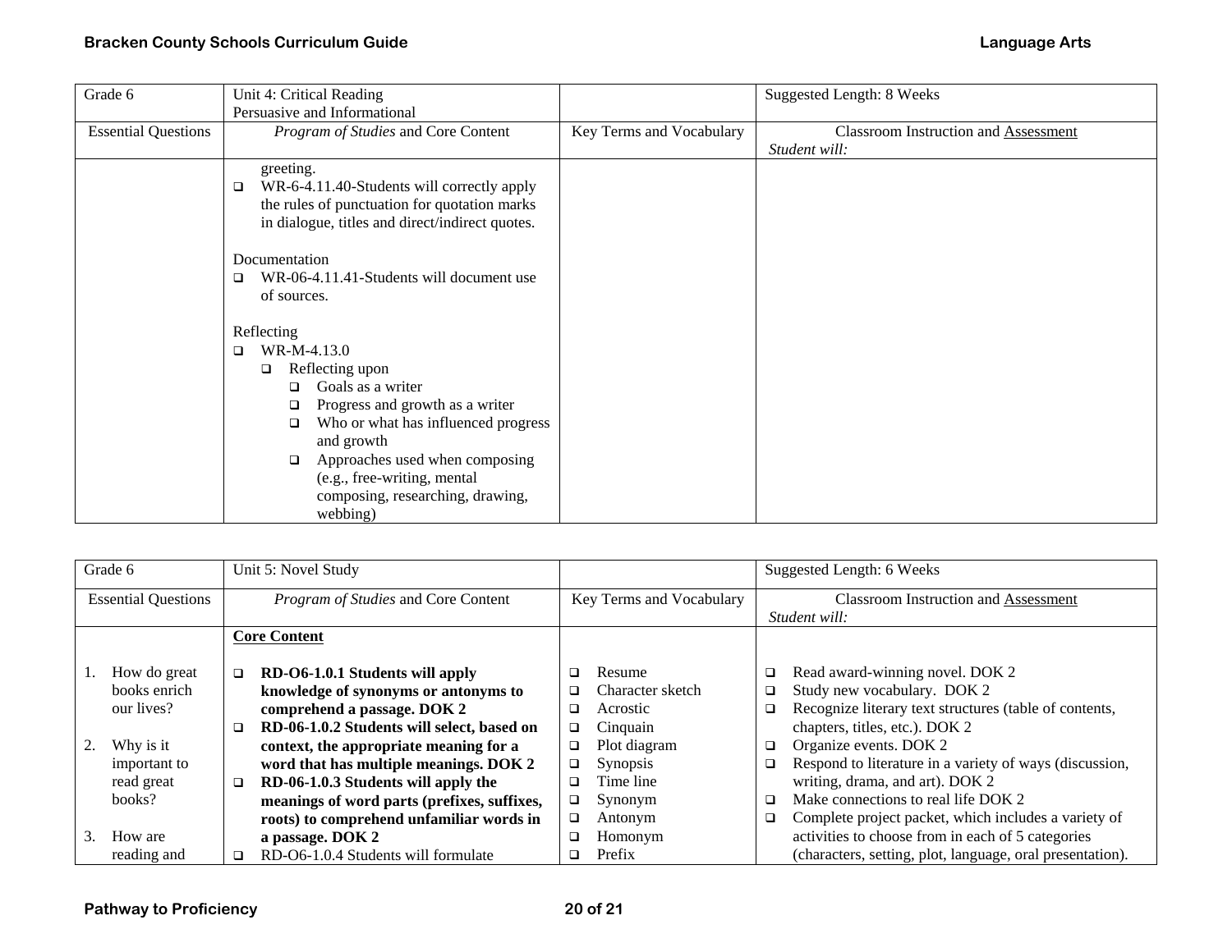| Grade 6 | Unit 4: Critical Reading<br>Persuasive and Informational | | Suggested Length: 8 Weeks |
|---|---|---|---|
| Essential Questions | *Program of Studies* and Core Content | Key Terms and Vocabulary | Classroom Instruction and Assessment<br>*Student will:* |
| | greeting.<br>❑ WR-6-4.11.40-Students will correctly apply the rules of punctuation for quotation marks in dialogue, titles and direct/indirect quotes.<br><br>Documentation<br>❑ WR-06-4.11.41-Students will document use of sources.<br><br>Reflecting<br>❑ WR-M-4.13.0<br>❑ Reflecting upon<br>❑ Goals as a writer<br>❑ Progress and growth as a writer<br>❑ Who or what has influenced progress and growth<br>❑ Approaches used when composing (e.g., free-writing, mental composing, researching, drawing, webbing) | | |

| Grade 6 | Unit 5: Novel Study | | Suggested Length: 6 Weeks |
|---|---|---|---|
| Essential Questions | *Program of Studies* and Core Content | Key Terms and Vocabulary | Classroom Instruction and Assessment<br>*Student will:* |
| 1. How do great books enrich our lives?<br><br>2. Why is it important to read great books?<br><br>3. How are reading and | **Core Content**<br><br>❑ **RD-O6-1.0.1 Students will apply knowledge of synonyms or antonyms to comprehend a passage. DOK 2**<br>❑ **RD-06-1.0.2 Students will select, based on context, the appropriate meaning for a word that has multiple meanings. DOK 2**<br>❑ **RD-06-1.0.3 Students will apply the meanings of word parts (prefixes, suffixes, roots) to comprehend unfamiliar words in a passage. DOK 2**<br>❑ RD-O6-1.0.4 Students will formulate | ❑ Resume<br>❑ Character sketch<br>❑ Acrostic<br>❑ Cinquain<br>❑ Plot diagram<br>❑ Synopsis<br>❑ Time line<br>❑ Synonym<br>❑ Antonym<br>❑ Homonym<br>❑ Prefix | ❑ Read award-winning novel. DOK 2<br>❑ Study new vocabulary. DOK 2<br>❑ Recognize literary text structures (table of contents, chapters, titles, etc.). DOK 2<br>❑ Organize events. DOK 2<br>❑ Respond to literature in a variety of ways (discussion, writing, drama, and art). DOK 2<br>❑ Make connections to real life DOK 2<br>❑ Complete project packet, which includes a variety of activities to choose from in each of 5 categories (characters, setting, plot, language, oral presentation). |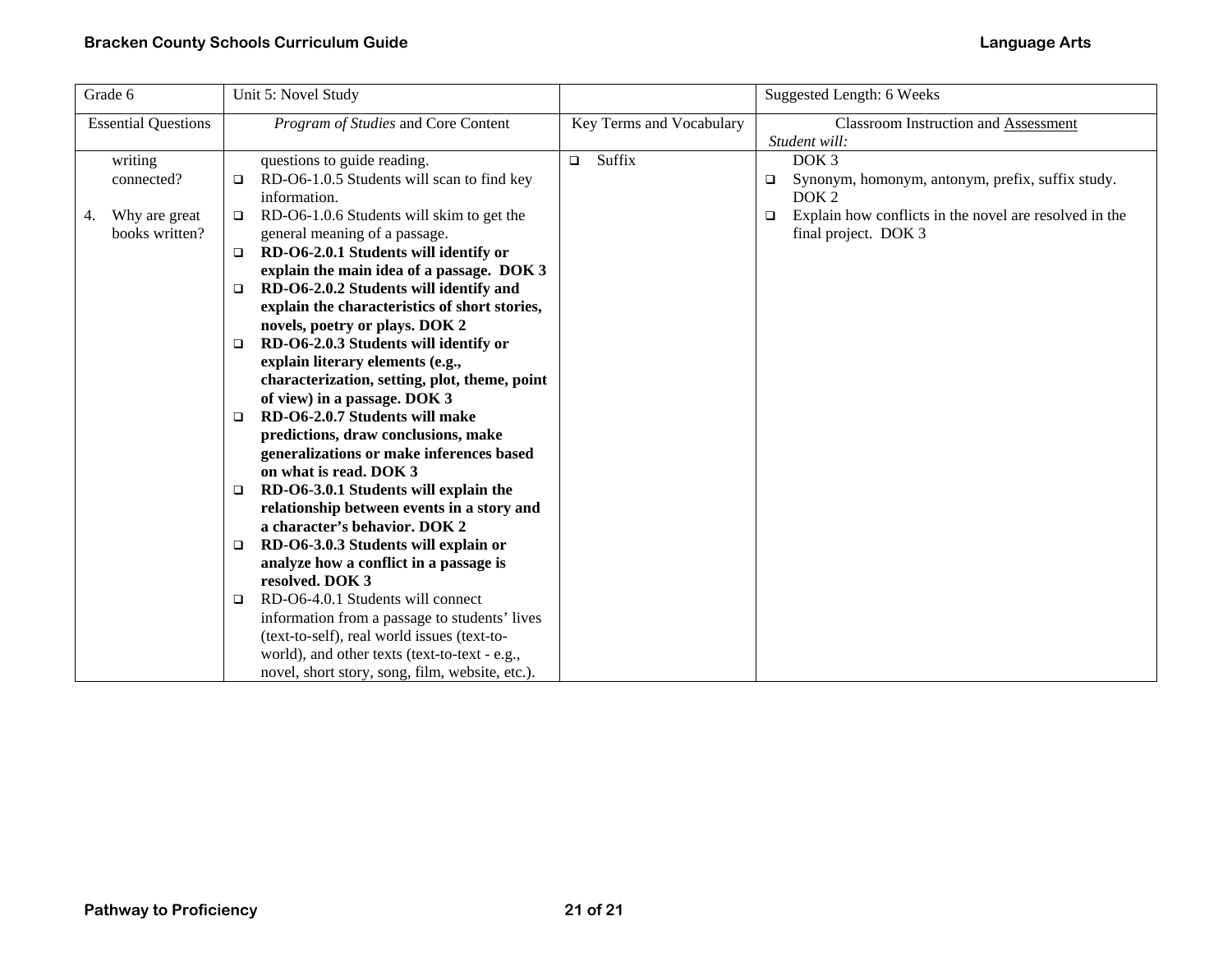| Grade 6 | Unit 5: Novel Study | | Suggested Length: 6 Weeks |
|---|---|---|---|
| Essential Questions | *Program of Studies* and Core Content | Key Terms and Vocabulary | Classroom Instruction and Assessment *Student will:* |
| writing connected?<br><br>4. Why are great books written? | questions to guide reading.<br>❑ RD-O6-1.0.5 Students will scan to find key information.<br>❑ RD-O6-1.0.6 Students will skim to get the general meaning of a passage.<br>❑ **RD-O6-2.0.1 Students will identify or explain the main idea of a passage. DOK 3**<br>❑ **RD-O6-2.0.2 Students will identify and explain the characteristics of short stories, novels, poetry or plays. DOK 2**<br>❑ **RD-O6-2.0.3 Students will identify or explain literary elements (e.g., characterization, setting, plot, theme, point of view) in a passage. DOK 3**<br>❑ **RD-O6-2.0.7 Students will make predictions, draw conclusions, make generalizations or make inferences based on what is read. DOK 3**<br>❑ **RD-O6-3.0.1 Students will explain the relationship between events in a story and a character's behavior. DOK 2**<br>❑ **RD-O6-3.0.3 Students will explain or analyze how a conflict in a passage is resolved. DOK 3**<br>❑ RD-O6-4.0.1 Students will connect information from a passage to students' lives (text-to-self), real world issues (text-to-world), and other texts (text-to-text - e.g., novel, short story, song, film, website, etc.). | ❑ Suffix | DOK 3<br>❑ Synonym, homonym, antonym, prefix, suffix study. DOK 2<br>❑ Explain how conflicts in the novel are resolved in the final project. DOK 3 |